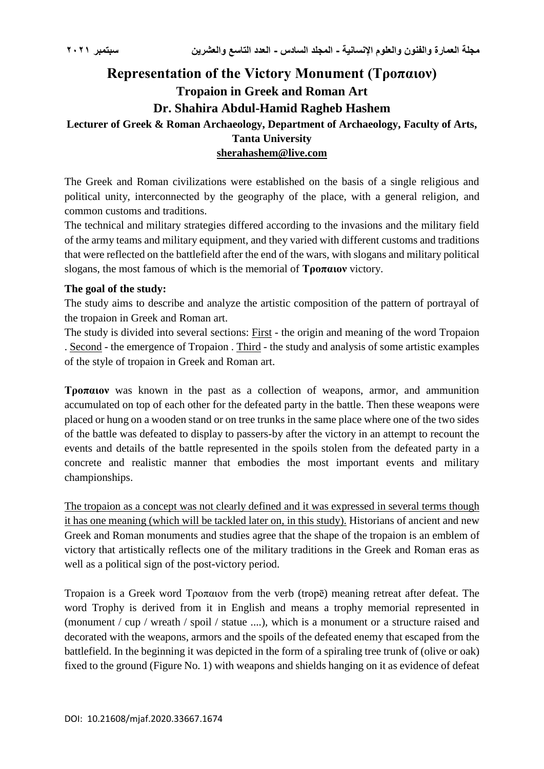# Representation of the Victory Monument (Τροπαιον)

## Tropaion in Greek and Roman Art

### Dr. Shahira Abdul-Hamid Ragheb Hashem

**Lecturer of Greek & Roman Archaeology, Department of Archaeology, Faculty of Arts, Tanta University**

**sherahashem@live.com**

The Greek and Roman civilizations were established on the basis of a single religious and political unity, interconnected by the geography of the place, with a general religion, and common customs and traditions.

The technical and military strategies differed according to the invasions and the military field of the army teams and military equipment, and they varied with different customs and traditions that were reflected on the battlefield after the end of the wars, with slogans and military political slogans, the most famous of which is the memorial of **Τροπαιον** victory.

**The goal of the study:**

The study aims to describe and analyze the artistic composition of the pattern of portrayal of the tropaion in Greek and Roman art.

The study is divided into several sections: First - the origin and meaning of the word Tropaion . Second - the emergence of Tropaion . Third - the study and analysis of some artistic examples of the style of tropaion in Greek and Roman art.

**Τροπαιον** was known in the past as a collection of weapons, armor, and ammunition accumulated on top of each other for the defeated party in the battle. Then these weapons were placed or hung on a wooden stand or on tree trunks in the same place where one of the two sides of the battle was defeated to display to passers-by after the victory in an attempt to recount the events and details of the battle represented in the spoils stolen from the defeated party in a concrete and realistic manner that embodies the most important events and military championships.

The tropaion as a concept was not clearly defined and it was expressed in several terms though it has one meaning (which will be tackled later on, in this study). Historians of ancient and new Greek and Roman monuments and studies agree that the shape of the tropaion is an emblem of victory that artistically reflects one of the military traditions in the Greek and Roman eras as well as a political sign of the post-victory period.

Tropaion is a Greek word Τροπαιον from the verb (tropē) meaning retreat after defeat. The word Trophy is derived from it in English and means a trophy memorial represented in (monument / cup / wreath / spoil / statue ....), which is a monument or a structure raised and decorated with the weapons, armors and the spoils of the defeated enemy that escaped from the battlefield. In the beginning it was depicted in the form of a spiraling tree trunk of (olive or oak) fixed to the ground (Figure No. 1) with weapons and shields hanging on it as evidence of defeat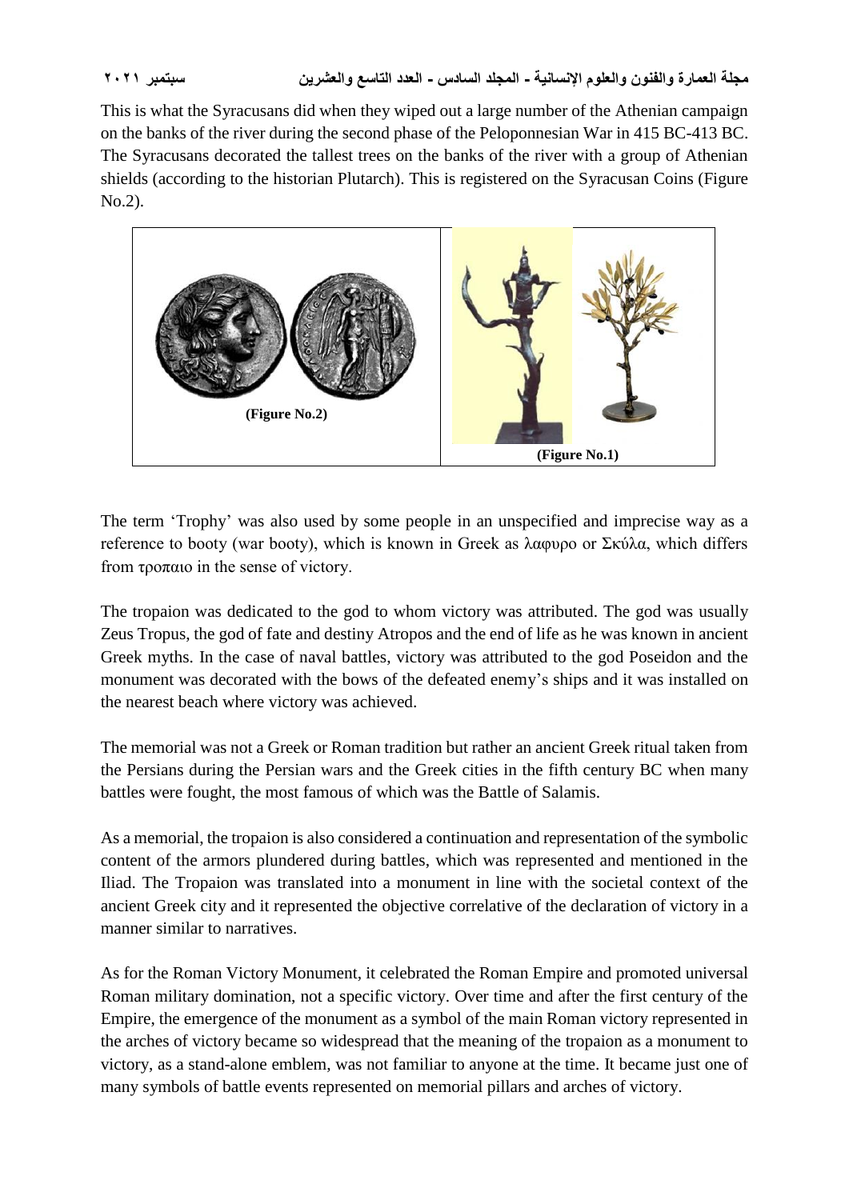This is what the Syracusans did when they wiped out a large number of the Athenian campaign on the banks of the river during the second phase of the Peloponnesian War in 415 BC-413 BC. The Syracusans decorated the tallest trees on the banks of the river with a group of Athenian shields (according to the historian Plutarch). This is registered on the Syracusan Coins (Figure No.2).

(Figure No.2)

(Figure No.1)

The term 'Trophy' was also used by some people in an unspecified and imprecise way as a reference to booty (war booty), which is known in Greek as λαφυρο or Σκύλα, which differs from τροπαιο in the sense of victory.

The tropaion was dedicated to the god to whom victory was attributed. The god was usually Zeus Tropus, the god of fate and destiny Atropos and the end of life as he was known in ancient Greek myths. In the case of naval battles, victory was attributed to the god Poseidon and the monument was decorated with the bows of the defeated enemy's ships and it was installed on the nearest beach where victory was achieved.

The memorial was not a Greek or Roman tradition but rather an ancient Greek ritual taken from the Persians during the Persian wars and the Greek cities in the fifth century BC when many battles were fought, the most famous of which was the Battle of Salamis.

As a memorial, the tropaion is also considered a continuation and representation of the symbolic content of the armors plundered during battles, which was represented and mentioned in the Iliad. The Tropaion was translated into a monument in line with the societal context of the ancient Greek city and it represented the objective correlative of the declaration of victory in a manner similar to narratives.

As for the Roman Victory Monument, it celebrated the Roman Empire and promoted universal Roman military domination, not a specific victory. Over time and after the first century of the Empire, the emergence of the monument as a symbol of the main Roman victory represented in the arches of victory became so widespread that the meaning of the tropaion as a monument to victory, as a stand-alone emblem, was not familiar to anyone at the time. It became just one of many symbols of battle events represented on memorial pillars and arches of victory.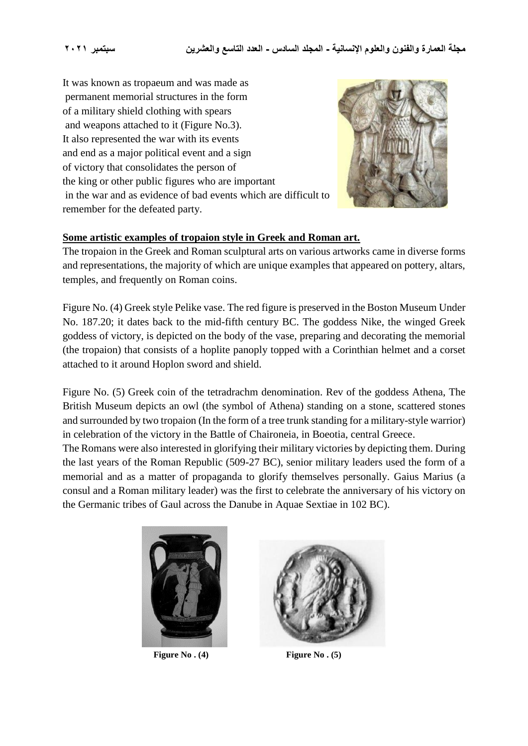It was known as tropaeum and was made as permanent memorial structures in the form of a military shield clothing with spears and weapons attached to it (Figure No.3). It also represented the war with its events and end as a major political event and a sign of victory that consolidates the person of the king or other public figures who are important in the war and as evidence of bad events which are difficult to remember for the defeated party.

**Some artistic examples of tropaion style in Greek and Roman art.**

The tropaion in the Greek and Roman sculptural arts on various artworks came in diverse forms and representations, the majority of which are unique examples that appeared on pottery, altars, temples, and frequently on Roman coins.

Figure No. (4) Greek style Pelike vase. The red figure is preserved in the Boston Museum Under No. 187.20; it dates back to the mid-fifth century BC. The goddess Nike, the winged Greek goddess of victory, is depicted on the body of the vase, preparing and decorating the memorial (the tropaion) that consists of a hoplite panoply topped with a Corinthian helmet and a corset attached to it around Hoplon sword and shield.

Figure No. (5) Greek coin of the tetradrachm denomination. Rev of the goddess Athena, The British Museum depicts an owl (the symbol of Athena) standing on a stone, scattered stones and surrounded by two tropaion (In the form of a tree trunk standing for a military-style warrior) in celebration of the victory in the Battle of Chaironeia, in Boeotia, central Greece.

The Romans were also interested in glorifying their military victories by depicting them. During the last years of the Roman Republic (509-27 BC), senior military leaders used the form of a memorial and as a matter of propaganda to glorify themselves personally. Gaius Marius (a consul and a Roman military leader) was the first to celebrate the anniversary of his victory on the Germanic tribes of Gaul across the Danube in Aquae Sextiae in 102 BC).

**Figure No . (4)**

**Figure No . (5)**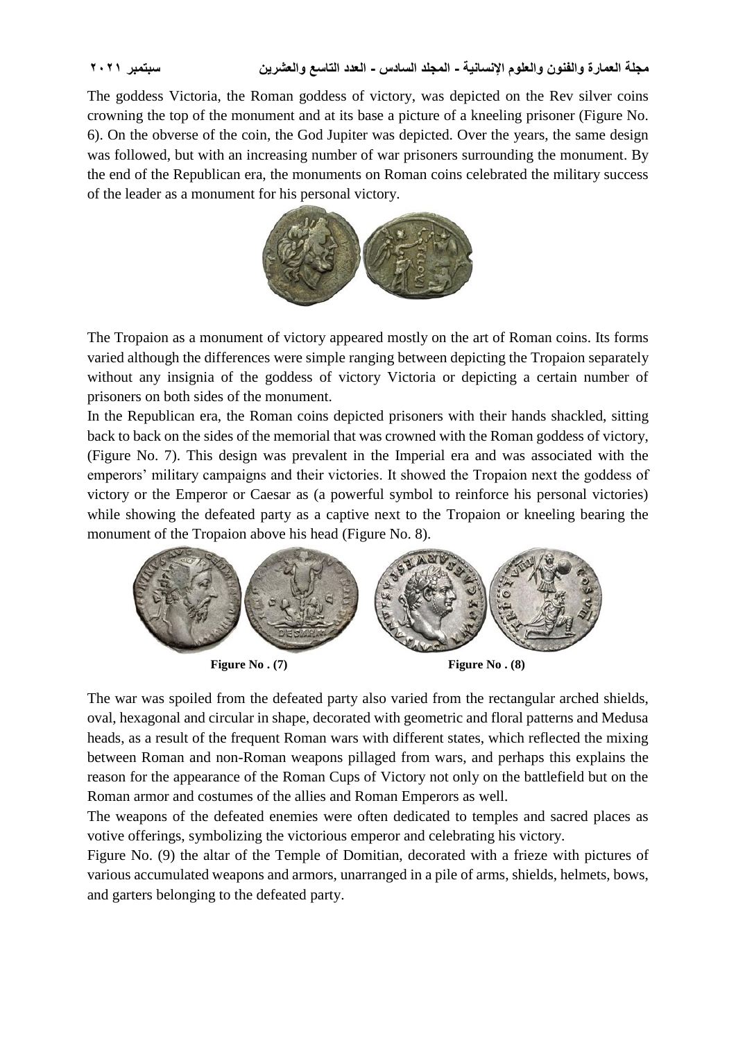The goddess Victoria, the Roman goddess of victory, was depicted on the Rev silver coins crowning the top of the monument and at its base a picture of a kneeling prisoner (Figure No. 6). On the obverse of the coin, the God Jupiter was depicted. Over the years, the same design was followed, but with an increasing number of war prisoners surrounding the monument. By the end of the Republican era, the monuments on Roman coins celebrated the military success of the leader as a monument for his personal victory.

The Tropaion as a monument of victory appeared mostly on the art of Roman coins. Its forms varied although the differences were simple ranging between depicting the Tropaion separately without any insignia of the goddess of victory Victoria or depicting a certain number of prisoners on both sides of the monument.

In the Republican era, the Roman coins depicted prisoners with their hands shackled, sitting back to back on the sides of the memorial that was crowned with the Roman goddess of victory, (Figure No. 7). This design was prevalent in the Imperial era and was associated with the emperors' military campaigns and their victories. It showed the Tropaion next the goddess of victory or the Emperor or Caesar as (a powerful symbol to reinforce his personal victories) while showing the defeated party as a captive next to the Tropaion or kneeling bearing the monument of the Tropaion above his head (Figure No. 8).

**Figure No . (7)** **Figure No . (8)**

The war was spoiled from the defeated party also varied from the rectangular arched shields, oval, hexagonal and circular in shape, decorated with geometric and floral patterns and Medusa heads, as a result of the frequent Roman wars with different states, which reflected the mixing between Roman and non-Roman weapons pillaged from wars, and perhaps this explains the reason for the appearance of the Roman Cups of Victory not only on the battlefield but on the Roman armor and costumes of the allies and Roman Emperors as well.

The weapons of the defeated enemies were often dedicated to temples and sacred places as votive offerings, symbolizing the victorious emperor and celebrating his victory.

Figure No. (9) the altar of the Temple of Domitian, decorated with a frieze with pictures of various accumulated weapons and armors, unarranged in a pile of arms, shields, helmets, bows, and garters belonging to the defeated party.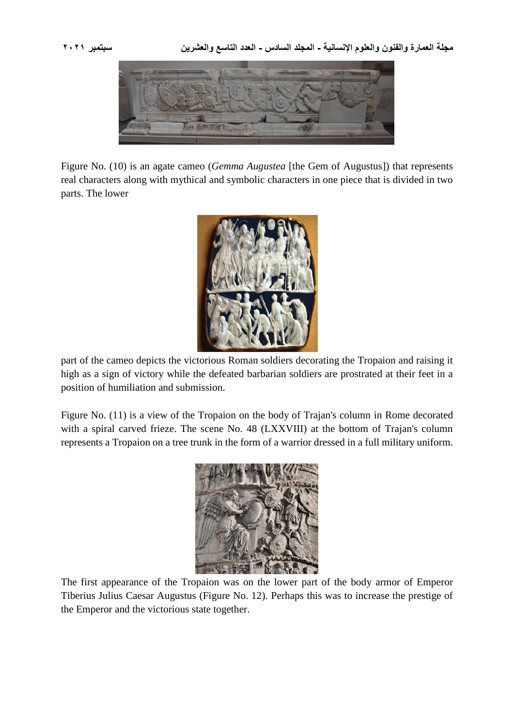Figure No. (10) is an agate cameo (*Gemma Augustea* [the Gem of Augustus]) that represents real characters along with mythical and symbolic characters in one piece that is divided in two parts. The lower

part of the cameo depicts the victorious Roman soldiers decorating the Tropaion and raising it high as a sign of victory while the defeated barbarian soldiers are prostrated at their feet in a position of humiliation and submission.

Figure No. (11) is a view of the Tropaion on the body of Trajan's column in Rome decorated with a spiral carved frieze. The scene No. 48 (LXXVIII) at the bottom of Trajan's column represents a Tropaion on a tree trunk in the form of a warrior dressed in a full military uniform.

The first appearance of the Tropaion was on the lower part of the body armor of Emperor Tiberius Julius Caesar Augustus (Figure No. 12). Perhaps this was to increase the prestige of the Emperor and the victorious state together.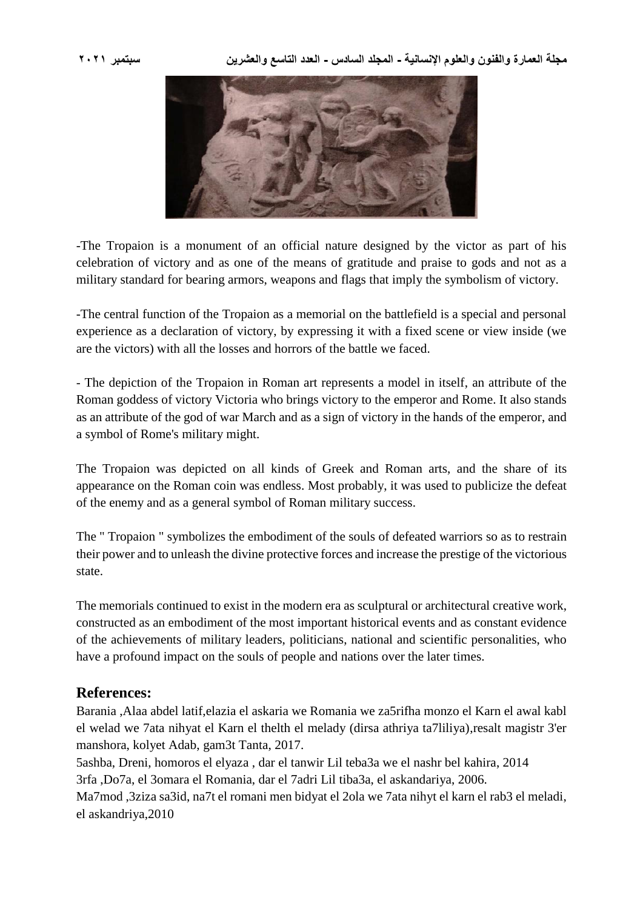-The Tropaion is a monument of an official nature designed by the victor as part of his celebration of victory and as one of the means of gratitude and praise to gods and not as a military standard for bearing armors, weapons and flags that imply the symbolism of victory.

-The central function of the Tropaion as a memorial on the battlefield is a special and personal experience as a declaration of victory, by expressing it with a fixed scene or view inside (we are the victors) with all the losses and horrors of the battle we faced.

- The depiction of the Tropaion in Roman art represents a model in itself, an attribute of the Roman goddess of victory Victoria who brings victory to the emperor and Rome. It also stands as an attribute of the god of war March and as a sign of victory in the hands of the emperor, and a symbol of Rome's military might.

The Tropaion was depicted on all kinds of Greek and Roman arts, and the share of its appearance on the Roman coin was endless. Most probably, it was used to publicize the defeat of the enemy and as a general symbol of Roman military success.

The " Tropaion " symbolizes the embodiment of the souls of defeated warriors so as to restrain their power and to unleash the divine protective forces and increase the prestige of the victorious state.

The memorials continued to exist in the modern era as sculptural or architectural creative work, constructed as an embodiment of the most important historical events and as constant evidence of the achievements of military leaders, politicians, national and scientific personalities, who have a profound impact on the souls of people and nations over the later times.

## References:

Barania ,Alaa abdel latif,elazia el askaria we Romania we za5rifha monzo el Karn el awal kabl el welad we 7ata nihyat el Karn el thelth el melady (dirsa athriya ta7liliya),resalt magistr 3'er manshora, kolyet Adab, gam3t Tanta, 2017.

5ashba, Dreni, homoros el elyaza , dar el tanwir Lil teba3a we el nashr bel kahira, 2014

3rfa ,Do7a, el 3omara el Romania, dar el 7adri Lil tiba3a, el askandariya, 2006.

Ma7mod ,3ziza sa3id, na7t el romani men bidyat el 2ola we 7ata nihyt el karn el rab3 el meladi, el askandriya,2010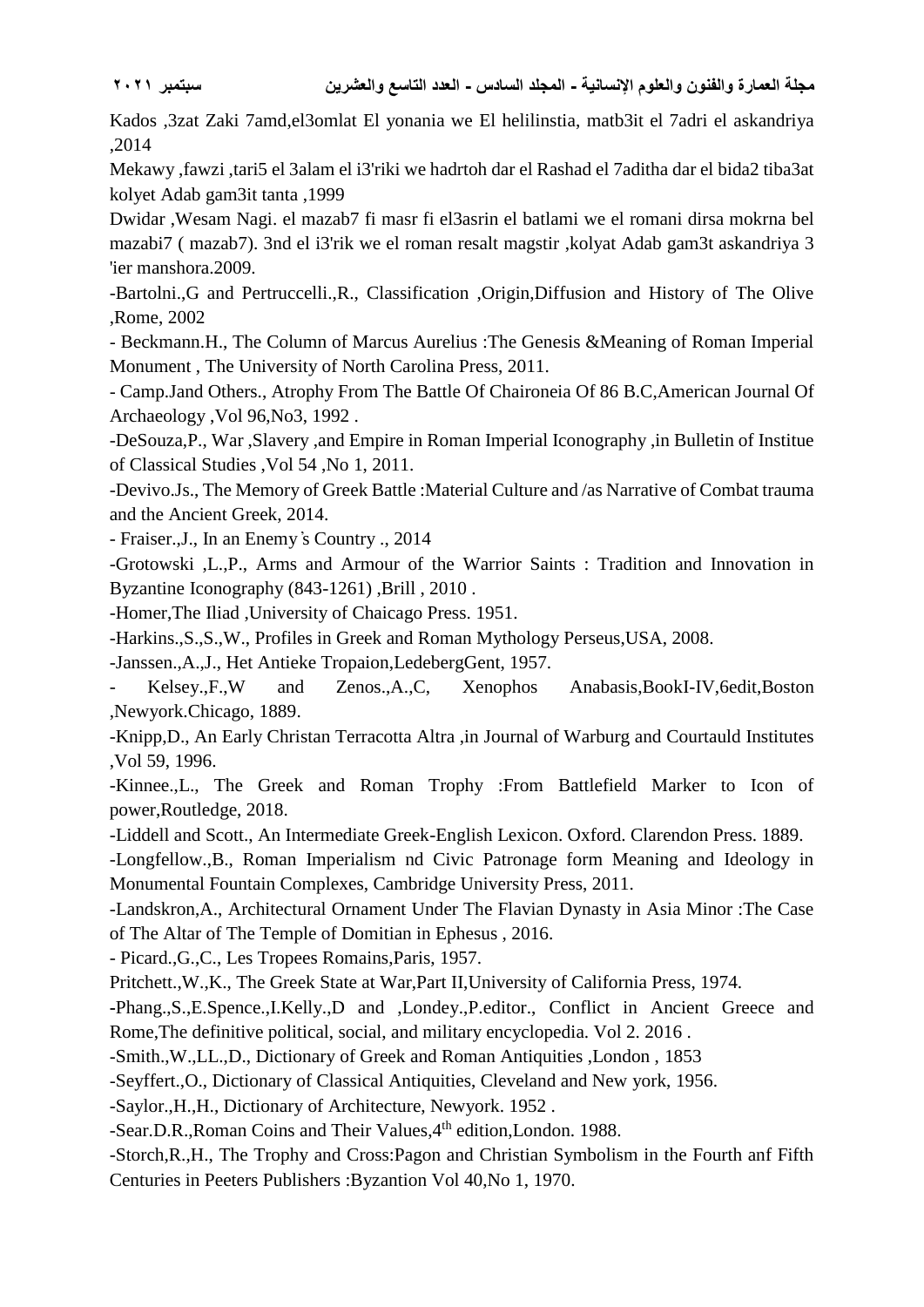Kados ,3zat Zaki 7amd,el3omlat El yonania we El helilinstia, matb3it el 7adri el askandriya ,2014

Mekawy ,fawzi ,tari5 el 3alam el i3'riki we hadrtoh dar el Rashad el 7aditha dar el bida2 tiba3at kolyet Adab gam3it tanta ,1999

Dwidar ,Wesam Nagi. el mazab7 fi masr fi el3asrin el batlami we el romani dirsa mokrna bel mazabi7 ( mazab7). 3nd el i3'rik we el roman resalt magstir ,kolyat Adab gam3t askandriya 3 'ier manshora.2009.

-Bartolni.,G and Pertruccelli.,R., Classification ,Origin,Diffusion and History of The Olive ,Rome, 2002

- Beckmann.H., The Column of Marcus Aurelius :The Genesis &Meaning of Roman Imperial Monument , The University of North Carolina Press, 2011.

- Camp.Jand Others., Atrophy From The Battle Of Chaironeia Of 86 B.C,American Journal Of Archaeology ,Vol 96,No3, 1992 .

-DeSouza,P., War ,Slavery ,and Empire in Roman Imperial Iconography ,in Bulletin of Institue of Classical Studies ,Vol 54 ,No 1, 2011.

-Devivo.Js., The Memory of Greek Battle :Material Culture and /as Narrative of Combat trauma and the Ancient Greek, 2014.

- Fraiser.,J., In an Enemy ̓s Country ., 2014

-Grotowski ,L.,P., Arms and Armour of the Warrior Saints : Tradition and Innovation in Byzantine Iconography (843-1261) ,Brill , 2010 .

-Homer,The Iliad ,University of Chaicago Press. 1951.

-Harkins.,S.,S.,W., Profiles in Greek and Roman Mythology Perseus,USA, 2008.

-Janssen.,A.,J., Het Antieke Tropaion,LedebergGent, 1957.

- Kelsey.,F.,W and Zenos.,A.,C, Xenophos Anabasis,BookI-IV,6edit,Boston ,Newyork.Chicago, 1889.

-Knipp,D., An Early Christan Terracotta Altra ,in Journal of Warburg and Courtauld Institutes ,Vol 59, 1996.

-Kinnee.,L., The Greek and Roman Trophy :From Battlefield Marker to Icon of power,Routledge, 2018.

-Liddell and Scott., An Intermediate Greek-English Lexicon. Oxford. Clarendon Press. 1889.

-Longfellow.,B., Roman Imperialism nd Civic Patronage form Meaning and Ideology in Monumental Fountain Complexes, Cambridge University Press, 2011.

-Landskron,A., Architectural Ornament Under The Flavian Dynasty in Asia Minor :The Case of The Altar of The Temple of Domitian in Ephesus , 2016.

- Picard.,G.,C., Les Tropees Romains,Paris, 1957.

Pritchett.,W.,K., The Greek State at War,Part II,University of California Press, 1974.

-Phang.,S.,E.Spence.,I.Kelly.,D and ,Londey.,P.editor., Conflict in Ancient Greece and Rome,The definitive political, social, and military encyclopedia. Vol 2. 2016 .

-Smith.,W.,LL.,D., Dictionary of Greek and Roman Antiquities ,London , 1853

-Seyffert.,O., Dictionary of Classical Antiquities, Cleveland and New york, 1956.

-Saylor.,H.,H., Dictionary of Architecture, Newyork. 1952 .

-Sear.D.R.,Roman Coins and Their Values,4th edition,London. 1988.

-Storch,R.,H., The Trophy and Cross:Pagon and Christian Symbolism in the Fourth anf Fifth Centuries in Peeters Publishers :Byzantion Vol 40,No 1, 1970.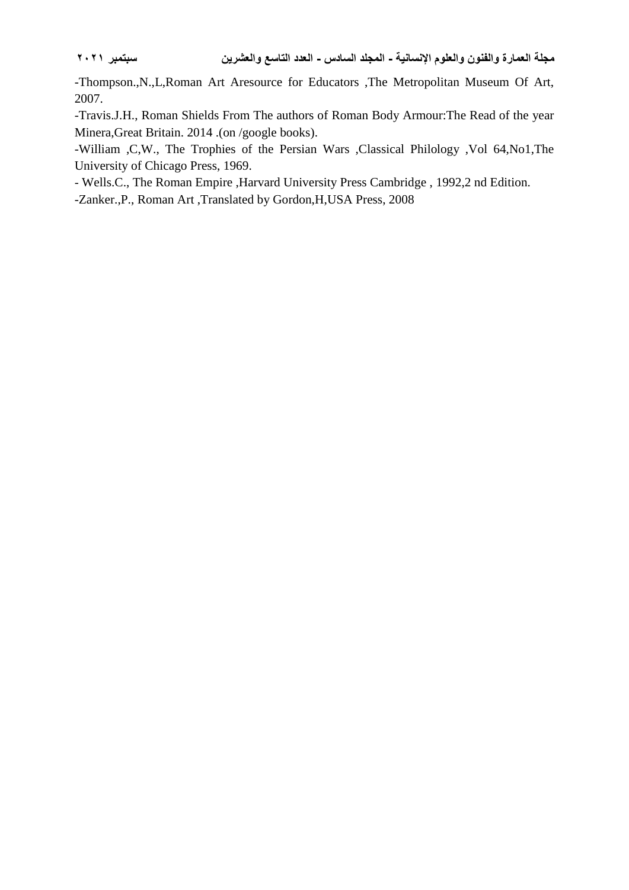-Thompson.,N.,L,Roman Art Aresource for Educators ,The Metropolitan Museum Of Art, 2007.

-Travis.J.H., Roman Shields From The authors of Roman Body Armour:The Read of the year Minera,Great Britain. 2014 .(on /google books).

-William ,C,W., The Trophies of the Persian Wars ,Classical Philology ,Vol 64,No1,The University of Chicago Press, 1969.

- Wells.C., The Roman Empire ,Harvard University Press Cambridge , 1992,2 nd Edition.

-Zanker.,P., Roman Art ,Translated by Gordon,H,USA Press, 2008